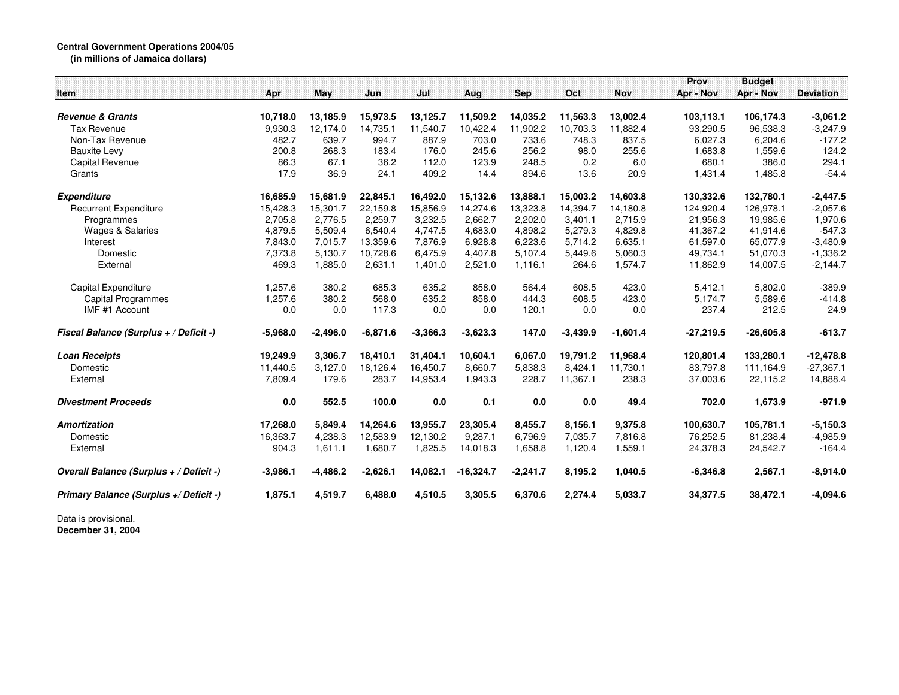**Central Government Operations 2004/05**
**(in millions of Jamaica dollars)**

| Item | Apr | May | Jun | Jul | Aug | Sep | Oct | Nov | Prov Apr - Nov | Budget Apr - Nov | Deviation |
|---|---|---|---|---|---|---|---|---|---|---|---|
| ***Revenue & Grants*** | **10,718.0** | **13,185.9** | **15,973.5** | **13,125.7** | **11,509.2** | **14,035.2** | **11,563.3** | **13,002.4** | **103,113.1** | **106,174.3** | **-3,061.2** |
| Tax Revenue | 9,930.3 | 12,174.0 | 14,735.1 | 11,540.7 | 10,422.4 | 11,902.2 | 10,703.3 | 11,882.4 | 93,290.5 | 96,538.3 | -3,247.9 |
| Non-Tax Revenue | 482.7 | 639.7 | 994.7 | 887.9 | 703.0 | 733.6 | 748.3 | 837.5 | 6,027.3 | 6,204.6 | -177.2 |
| Bauxite Levy | 200.8 | 268.3 | 183.4 | 176.0 | 245.6 | 256.2 | 98.0 | 255.6 | 1,683.8 | 1,559.6 | 124.2 |
| Capital Revenue | 86.3 | 67.1 | 36.2 | 112.0 | 123.9 | 248.5 | 0.2 | 6.0 | 680.1 | 386.0 | 294.1 |
| Grants | 17.9 | 36.9 | 24.1 | 409.2 | 14.4 | 894.6 | 13.6 | 20.9 | 1,431.4 | 1,485.8 | -54.4 |
| ***Expenditure*** | **16,685.9** | **15,681.9** | **22,845.1** | **16,492.0** | **15,132.6** | **13,888.1** | **15,003.2** | **14,603.8** | **130,332.6** | **132,780.1** | **-2,447.5** |
| Recurrent Expenditure | 15,428.3 | 15,301.7 | 22,159.8 | 15,856.9 | 14,274.6 | 13,323.8 | 14,394.7 | 14,180.8 | 124,920.4 | 126,978.1 | -2,057.6 |
| Programmes | 2,705.8 | 2,776.5 | 2,259.7 | 3,232.5 | 2,662.7 | 2,202.0 | 3,401.1 | 2,715.9 | 21,956.3 | 19,985.6 | 1,970.6 |
| Wages & Salaries | 4,879.5 | 5,509.4 | 6,540.4 | 4,747.5 | 4,683.0 | 4,898.2 | 5,279.3 | 4,829.8 | 41,367.2 | 41,914.6 | -547.3 |
| Interest | 7,843.0 | 7,015.7 | 13,359.6 | 7,876.9 | 6,928.8 | 6,223.6 | 5,714.2 | 6,635.1 | 61,597.0 | 65,077.9 | -3,480.9 |
| Domestic | 7,373.8 | 5,130.7 | 10,728.6 | 6,475.9 | 4,407.8 | 5,107.4 | 5,449.6 | 5,060.3 | 49,734.1 | 51,070.3 | -1,336.2 |
| External | 469.3 | 1,885.0 | 2,631.1 | 1,401.0 | 2,521.0 | 1,116.1 | 264.6 | 1,574.7 | 11,862.9 | 14,007.5 | -2,144.7 |
| Capital Expenditure | 1,257.6 | 380.2 | 685.3 | 635.2 | 858.0 | 564.4 | 608.5 | 423.0 | 5,412.1 | 5,802.0 | -389.9 |
| Capital Programmes | 1,257.6 | 380.2 | 568.0 | 635.2 | 858.0 | 444.3 | 608.5 | 423.0 | 5,174.7 | 5,589.6 | -414.8 |
| IMF #1 Account | 0.0 | 0.0 | 117.3 | 0.0 | 0.0 | 120.1 | 0.0 | 0.0 | 237.4 | 212.5 | 24.9 |
| ***Fiscal Balance (Surplus + / Deficit -)*** | **-5,968.0** | **-2,496.0** | **-6,871.6** | **-3,366.3** | **-3,623.3** | **147.0** | **-3,439.9** | **-1,601.4** | **-27,219.5** | **-26,605.8** | **-613.7** |
| ***Loan Receipts*** | **19,249.9** | **3,306.7** | **18,410.1** | **31,404.1** | **10,604.1** | **6,067.0** | **19,791.2** | **11,968.4** | **120,801.4** | **133,280.1** | **-12,478.8** |
| Domestic | 11,440.5 | 3,127.0 | 18,126.4 | 16,450.7 | 8,660.7 | 5,838.3 | 8,424.1 | 11,730.1 | 83,797.8 | 111,164.9 | -27,367.1 |
| External | 7,809.4 | 179.6 | 283.7 | 14,953.4 | 1,943.3 | 228.7 | 11,367.1 | 238.3 | 37,003.6 | 22,115.2 | 14,888.4 |
| ***Divestment Proceeds*** | **0.0** | **552.5** | **100.0** | **0.0** | **0.1** | **0.0** | **0.0** | **49.4** | **702.0** | **1,673.9** | **-971.9** |
| ***Amortization*** | **17,268.0** | **5,849.4** | **14,264.6** | **13,955.7** | **23,305.4** | **8,455.7** | **8,156.1** | **9,375.8** | **100,630.7** | **105,781.1** | **-5,150.3** |
| Domestic | 16,363.7 | 4,238.3 | 12,583.9 | 12,130.2 | 9,287.1 | 6,796.9 | 7,035.7 | 7,816.8 | 76,252.5 | 81,238.4 | -4,985.9 |
| External | 904.3 | 1,611.1 | 1,680.7 | 1,825.5 | 14,018.3 | 1,658.8 | 1,120.4 | 1,559.1 | 24,378.3 | 24,542.7 | -164.4 |
| ***Overall Balance (Surplus + / Deficit -)*** | **-3,986.1** | **-4,486.2** | **-2,626.1** | **14,082.1** | **-16,324.7** | **-2,241.7** | **8,195.2** | **1,040.5** | **-6,346.8** | **2,567.1** | **-8,914.0** |
| ***Primary Balance (Surplus +/ Deficit -)*** | **1,875.1** | **4,519.7** | **6,488.0** | **4,510.5** | **3,305.5** | **6,370.6** | **2,274.4** | **5,033.7** | **34,377.5** | **38,472.1** | **-4,094.6** |

Data is provisional.
**December 31, 2004**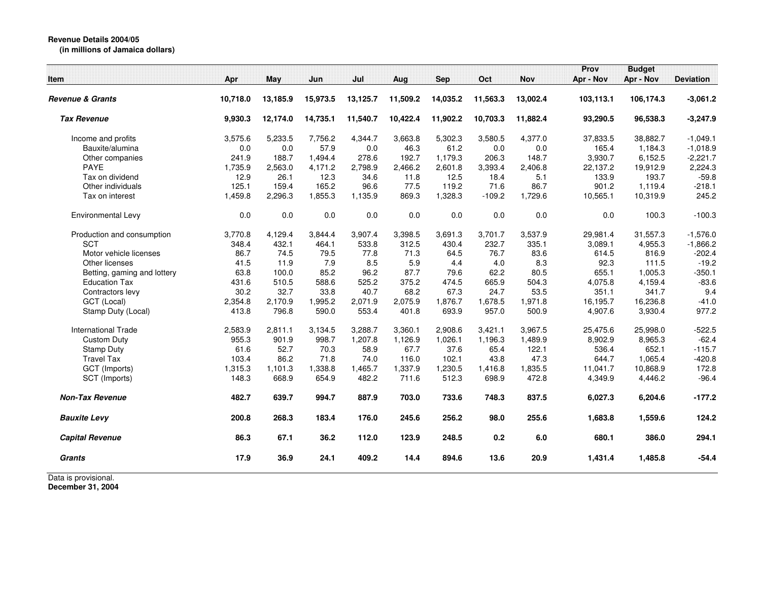**Revenue Details 2004/05**
**(in millions of Jamaica dollars)**

| Item | Apr | May | Jun | Jul | Aug | Sep | Oct | Nov | Prov Apr - Nov | Budget Apr - Nov | Deviation |
|---|---|---|---|---|---|---|---|---|---|---|---|
| ***Revenue & Grants*** | **10,718.0** | **13,185.9** | **15,973.5** | **13,125.7** | **11,509.2** | **14,035.2** | **11,563.3** | **13,002.4** | **103,113.1** | **106,174.3** | **-3,061.2** |
| ***Tax Revenue*** | **9,930.3** | **12,174.0** | **14,735.1** | **11,540.7** | **10,422.4** | **11,902.2** | **10,703.3** | **11,882.4** | **93,290.5** | **96,538.3** | **-3,247.9** |
| Income and profits | 3,575.6 | 5,233.5 | 7,756.2 | 4,344.7 | 3,663.8 | 5,302.3 | 3,580.5 | 4,377.0 | 37,833.5 | 38,882.7 | -1,049.1 |
| Bauxite/alumina | 0.0 | 0.0 | 57.9 | 0.0 | 46.3 | 61.2 | 0.0 | 0.0 | 165.4 | 1,184.3 | -1,018.9 |
| Other companies | 241.9 | 188.7 | 1,494.4 | 278.6 | 192.7 | 1,179.3 | 206.3 | 148.7 | 3,930.7 | 6,152.5 | -2,221.7 |
| PAYE | 1,735.9 | 2,563.0 | 4,171.2 | 2,798.9 | 2,466.2 | 2,601.8 | 3,393.4 | 2,406.8 | 22,137.2 | 19,912.9 | 2,224.3 |
| Tax on dividend | 12.9 | 26.1 | 12.3 | 34.6 | 11.8 | 12.5 | 18.4 | 5.1 | 133.9 | 193.7 | -59.8 |
| Other individuals | 125.1 | 159.4 | 165.2 | 96.6 | 77.5 | 119.2 | 71.6 | 86.7 | 901.2 | 1,119.4 | -218.1 |
| Tax on interest | 1,459.8 | 2,296.3 | 1,855.3 | 1,135.9 | 869.3 | 1,328.3 | -109.2 | 1,729.6 | 10,565.1 | 10,319.9 | 245.2 |
| Environmental Levy | 0.0 | 0.0 | 0.0 | 0.0 | 0.0 | 0.0 | 0.0 | 0.0 | 0.0 | 100.3 | -100.3 |
| Production and consumption | 3,770.8 | 4,129.4 | 3,844.4 | 3,907.4 | 3,398.5 | 3,691.3 | 3,701.7 | 3,537.9 | 29,981.4 | 31,557.3 | -1,576.0 |
| SCT | 348.4 | 432.1 | 464.1 | 533.8 | 312.5 | 430.4 | 232.7 | 335.1 | 3,089.1 | 4,955.3 | -1,866.2 |
| Motor vehicle licenses | 86.7 | 74.5 | 79.5 | 77.8 | 71.3 | 64.5 | 76.7 | 83.6 | 614.5 | 816.9 | -202.4 |
| Other licenses | 41.5 | 11.9 | 7.9 | 8.5 | 5.9 | 4.4 | 4.0 | 8.3 | 92.3 | 111.5 | -19.2 |
| Betting, gaming and lottery | 63.8 | 100.0 | 85.2 | 96.2 | 87.7 | 79.6 | 62.2 | 80.5 | 655.1 | 1,005.3 | -350.1 |
| Education Tax | 431.6 | 510.5 | 588.6 | 525.2 | 375.2 | 474.5 | 665.9 | 504.3 | 4,075.8 | 4,159.4 | -83.6 |
| Contractors levy | 30.2 | 32.7 | 33.8 | 40.7 | 68.2 | 67.3 | 24.7 | 53.5 | 351.1 | 341.7 | 9.4 |
| GCT (Local) | 2,354.8 | 2,170.9 | 1,995.2 | 2,071.9 | 2,075.9 | 1,876.7 | 1,678.5 | 1,971.8 | 16,195.7 | 16,236.8 | -41.0 |
| Stamp Duty (Local) | 413.8 | 796.8 | 590.0 | 553.4 | 401.8 | 693.9 | 957.0 | 500.9 | 4,907.6 | 3,930.4 | 977.2 |
| International Trade | 2,583.9 | 2,811.1 | 3,134.5 | 3,288.7 | 3,360.1 | 2,908.6 | 3,421.1 | 3,967.5 | 25,475.6 | 25,998.0 | -522.5 |
| Custom Duty | 955.3 | 901.9 | 998.7 | 1,207.8 | 1,126.9 | 1,026.1 | 1,196.3 | 1,489.9 | 8,902.9 | 8,965.3 | -62.4 |
| Stamp Duty | 61.6 | 52.7 | 70.3 | 58.9 | 67.7 | 37.6 | 65.4 | 122.1 | 536.4 | 652.1 | -115.7 |
| Travel Tax | 103.4 | 86.2 | 71.8 | 74.0 | 116.0 | 102.1 | 43.8 | 47.3 | 644.7 | 1,065.4 | -420.8 |
| GCT (Imports) | 1,315.3 | 1,101.3 | 1,338.8 | 1,465.7 | 1,337.9 | 1,230.5 | 1,416.8 | 1,835.5 | 11,041.7 | 10,868.9 | 172.8 |
| SCT (Imports) | 148.3 | 668.9 | 654.9 | 482.2 | 711.6 | 512.3 | 698.9 | 472.8 | 4,349.9 | 4,446.2 | -96.4 |
| ***Non-Tax Revenue*** | **482.7** | **639.7** | **994.7** | **887.9** | **703.0** | **733.6** | **748.3** | **837.5** | **6,027.3** | **6,204.6** | **-177.2** |
| ***Bauxite Levy*** | **200.8** | **268.3** | **183.4** | **176.0** | **245.6** | **256.2** | **98.0** | **255.6** | **1,683.8** | **1,559.6** | **124.2** |
| ***Capital Revenue*** | **86.3** | **67.1** | **36.2** | **112.0** | **123.9** | **248.5** | **0.2** | **6.0** | **680.1** | **386.0** | **294.1** |
| ***Grants*** | **17.9** | **36.9** | **24.1** | **409.2** | **14.4** | **894.6** | **13.6** | **20.9** | **1,431.4** | **1,485.8** | **-54.4** |

Data is provisional.
**December 31, 2004**